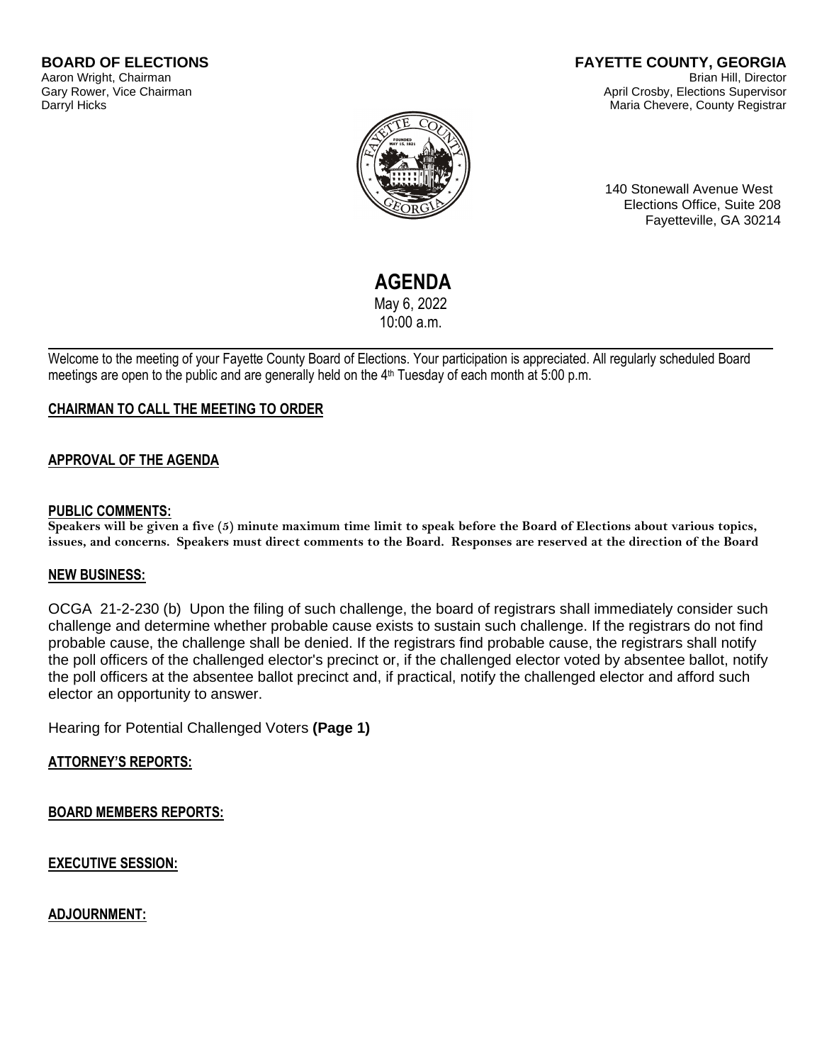**BOARD OF ELECTIONS**
Aaron Wright, Chairman
Gary Rower, Vice Chairman
Darryl Hicks

**FAYETTE COUNTY, GEORGIA**
Brian Hill, Director
April Crosby, Elections Supervisor
Maria Chevere, County Registrar

140 Stonewall Avenue West
Elections Office, Suite 208
Fayetteville, GA 30214

# AGENDA

May 6, 2022
10:00 a.m.

---

Welcome to the meeting of your Fayette County Board of Elections. Your participation is appreciated. All regularly scheduled Board meetings are open to the public and are generally held on the 4th Tuesday of each month at 5:00 p.m.

## CHAIRMAN TO CALL THE MEETING TO ORDER

## APPROVAL OF THE AGENDA

## PUBLIC COMMENTS:

**Speakers will be given a five (5) minute maximum time limit to speak before the Board of Elections about various topics, issues, and concerns. Speakers must direct comments to the Board. Responses are reserved at the direction of the Board**

## NEW BUSINESS:

OCGA 21-2-230 (b) Upon the filing of such challenge, the board of registrars shall immediately consider such challenge and determine whether probable cause exists to sustain such challenge. If the registrars do not find probable cause, the challenge shall be denied. If the registrars find probable cause, the registrars shall notify the poll officers of the challenged elector's precinct or, if the challenged elector voted by absentee ballot, notify the poll officers at the absentee ballot precinct and, if practical, notify the challenged elector and afford such elector an opportunity to answer.

Hearing for Potential Challenged Voters **(Page 1)**

## ATTORNEY'S REPORTS:

## BOARD MEMBERS REPORTS:

## EXECUTIVE SESSION:

## ADJOURNMENT: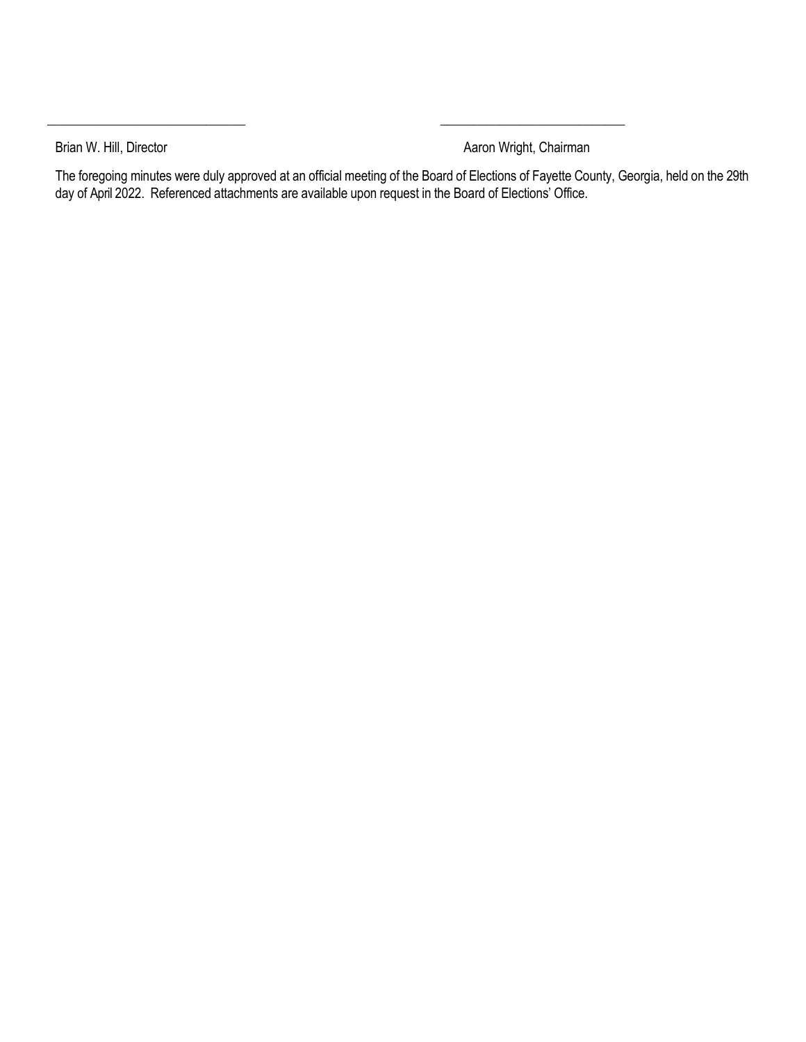\_\_\_\_\_\_\_\_\_\_\_\_\_\_\_\_\_\_\_\_\_\_\_\_\_\_\_\_\_\_ \_\_\_\_\_\_\_\_\_\_\_\_\_\_\_\_\_\_\_\_\_\_\_\_\_\_\_\_

Brian W. Hill, Director Aaron Wright, Chairman

The foregoing minutes were duly approved at an official meeting of the Board of Elections of Fayette County, Georgia, held on the 29th day of April 2022. Referenced attachments are available upon request in the Board of Elections' Office.